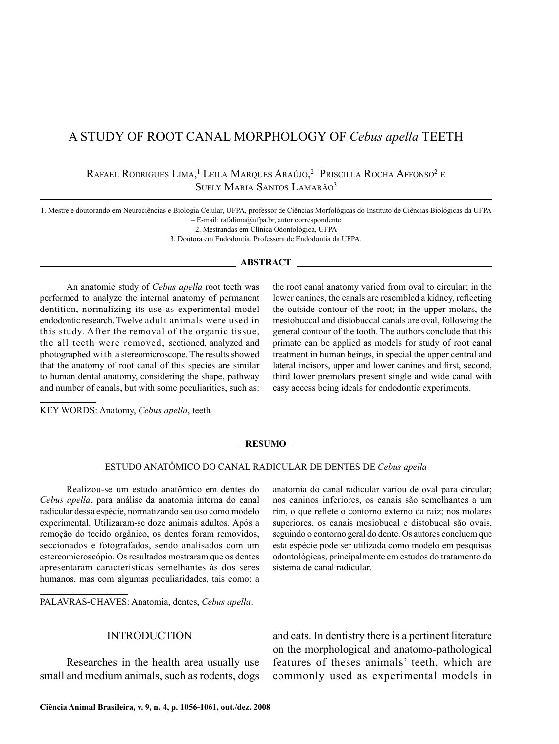# A STUDY OF ROOT CANAL MORPHOLOGY OF *Cebus apella* TEETH

Rafael Rodrigues Lima,[1] Leila Marques Araújo,[2] Priscilla Rocha Affonso[2] e Suely Maria Santos Lamarão[3]

1. Mestre e doutorando em Neurociências e Biologia Celular, UFPA, professor de Ciências Morfológicas do Instituto de Ciências Biológicas da UFPA – E-mail: rafalima@ufpa.br, autor correspondente
2. Mestrandas em Clínica Odontológica, UFPA
3. Doutora em Endodontia. Professora de Endodontia da UFPA.

## ABSTRACT

An anatomic study of *Cebus apella* root teeth was performed to analyze the internal anatomy of permanent dentition, normalizing its use as experimental model endodontic research. Twelve adult animals were used in this study. After the removal of the organic tissue, the all teeth were removed, sectioned, analyzed and photographed with a stereomicroscope. The results showed that the anatomy of root canal of this species are similar to human dental anatomy, considering the shape, pathway and number of canals, but with some peculiarities, such as: the root canal anatomy varied from oval to circular; in the lower canines, the canals are resembled a kidney, reflecting the outside contour of the root; in the upper molars, the mesiobuccal and distobuccal canals are oval, following the general contour of the tooth. The authors conclude that this primate can be applied as models for study of root canal treatment in human beings, in special the upper central and lateral incisors, upper and lower canines and first, second, third lower premolars present single and wide canal with easy access being ideals for endodontic experiments.

KEY WORDS: Anatomy, *Cebus apella*, teeth.

## RESUMO

### ESTUDO ANATÔMICO DO CANAL RADICULAR DE DENTES DE *Cebus apella*

Realizou-se um estudo anatômico em dentes do *Cebus apella*, para análise da anatomia interna do canal radicular dessa espécie, normatizando seu uso como modelo experimental. Utilizaram-se doze animais adultos. Após a remoção do tecido orgânico, os dentes foram removidos, seccionados e fotografados, sendo analisados com um estereomicroscópio. Os resultados mostraram que os dentes apresentaram características semelhantes às dos seres humanos, mas com algumas peculiaridades, tais como: a anatomia do canal radicular variou de oval para circular; nos caninos inferiores, os canais são semelhantes a um rim, o que reflete o contorno externo da raiz; nos molares superiores, os canais mesiobucal e distobucal são ovais, seguindo o contorno geral do dente. Os autores concluem que esta espécie pode ser utilizada como modelo em pesquisas odontológicas, principalmente em estudos do tratamento do sistema de canal radicular.

PALAVRAS-CHAVES: Anatomia, dentes, *Cebus apella*.

## INTRODUCTION

Researches in the health area usually use small and medium animals, such as rodents, dogs and cats. In dentistry there is a pertinent literature on the morphological and anatomo-pathological features of theses animals' teeth, which are commonly used as experimental models in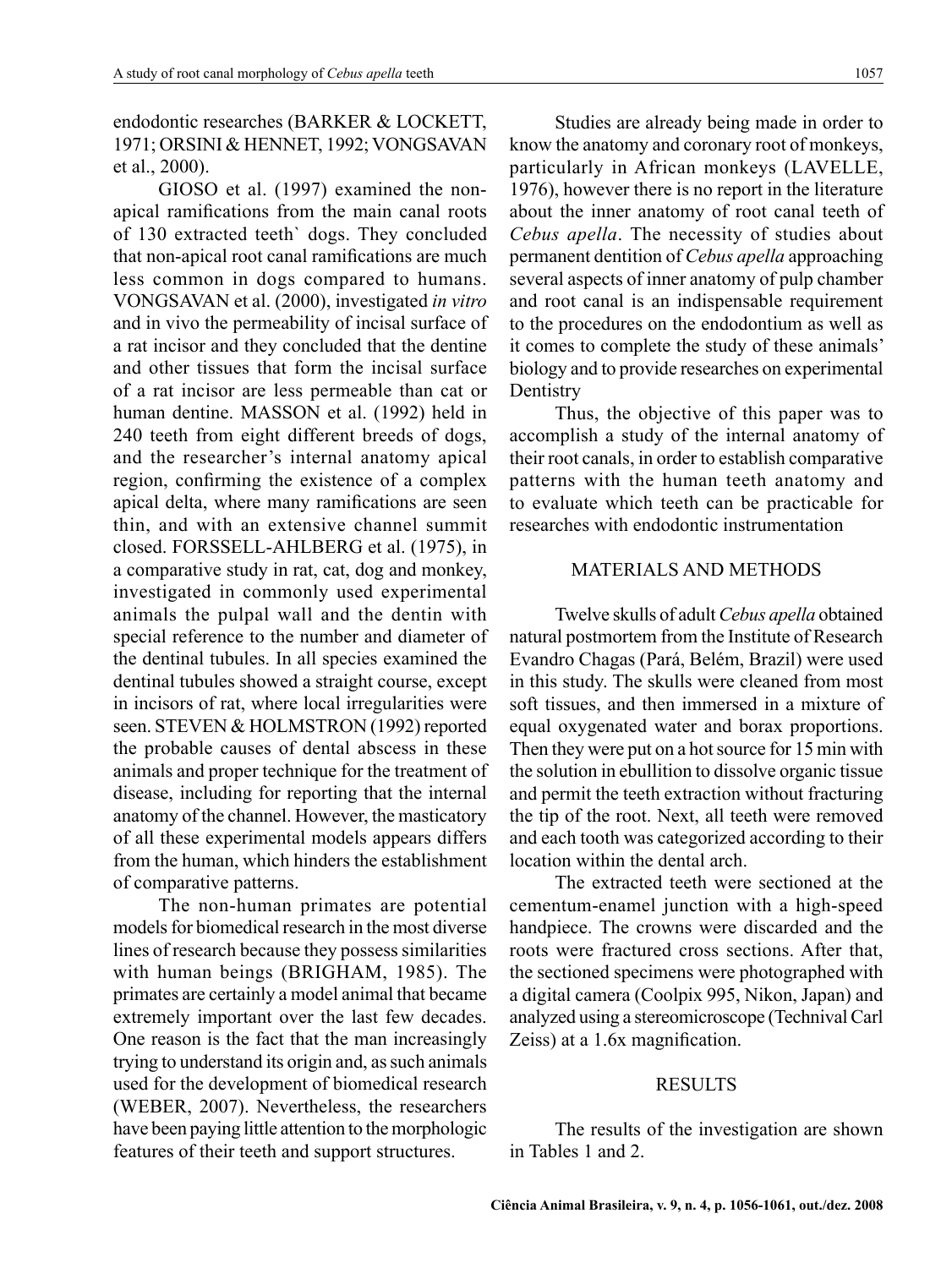endodontic researches (BARKER & LOCKETT, 1971; ORSINI & HENNET, 1992; VONGSAVAN et al., 2000).

GIOSO et al. (1997) examined the non-apical ramifications from the main canal roots of 130 extracted teeth` dogs. They concluded that non-apical root canal ramifications are much less common in dogs compared to humans. VONGSAVAN et al. (2000), investigated *in vitro* and in vivo the permeability of incisal surface of a rat incisor and they concluded that the dentine and other tissues that form the incisal surface of a rat incisor are less permeable than cat or human dentine. MASSON et al. (1992) held in 240 teeth from eight different breeds of dogs, and the researcher's internal anatomy apical region, confirming the existence of a complex apical delta, where many ramifications are seen thin, and with an extensive channel summit closed. FORSSELL-AHLBERG et al. (1975), in a comparative study in rat, cat, dog and monkey, investigated in commonly used experimental animals the pulpal wall and the dentin with special reference to the number and diameter of the dentinal tubules. In all species examined the dentinal tubules showed a straight course, except in incisors of rat, where local irregularities were seen. STEVEN & HOLMSTRON (1992) reported the probable causes of dental abscess in these animals and proper technique for the treatment of disease, including for reporting that the internal anatomy of the channel. However, the masticatory of all these experimental models appears differs from the human, which hinders the establishment of comparative patterns.

The non-human primates are potential models for biomedical research in the most diverse lines of research because they possess similarities with human beings (BRIGHAM, 1985). The primates are certainly a model animal that became extremely important over the last few decades. One reason is the fact that the man increasingly trying to understand its origin and, as such animals used for the development of biomedical research (WEBER, 2007). Nevertheless, the researchers have been paying little attention to the morphologic features of their teeth and support structures.

Studies are already being made in order to know the anatomy and coronary root of monkeys, particularly in African monkeys (LAVELLE, 1976), however there is no report in the literature about the inner anatomy of root canal teeth of *Cebus apella*. The necessity of studies about permanent dentition of *Cebus apella* approaching several aspects of inner anatomy of pulp chamber and root canal is an indispensable requirement to the procedures on the endodontium as well as it comes to complete the study of these animals' biology and to provide researches on experimental Dentistry

Thus, the objective of this paper was to accomplish a study of the internal anatomy of their root canals, in order to establish comparative patterns with the human teeth anatomy and to evaluate which teeth can be practicable for researches with endodontic instrumentation

## MATERIALS AND METHODS

Twelve skulls of adult *Cebus apella* obtained natural postmortem from the Institute of Research Evandro Chagas (Pará, Belém, Brazil) were used in this study. The skulls were cleaned from most soft tissues, and then immersed in a mixture of equal oxygenated water and borax proportions. Then they were put on a hot source for 15 min with the solution in ebullition to dissolve organic tissue and permit the teeth extraction without fracturing the tip of the root. Next, all teeth were removed and each tooth was categorized according to their location within the dental arch.

The extracted teeth were sectioned at the cementum-enamel junction with a high-speed handpiece. The crowns were discarded and the roots were fractured cross sections. After that, the sectioned specimens were photographed with a digital camera (Coolpix 995, Nikon, Japan) and analyzed using a stereomicroscope (Technival Carl Zeiss) at a 1.6x magnification.

## RESULTS

The results of the investigation are shown in Tables 1 and 2.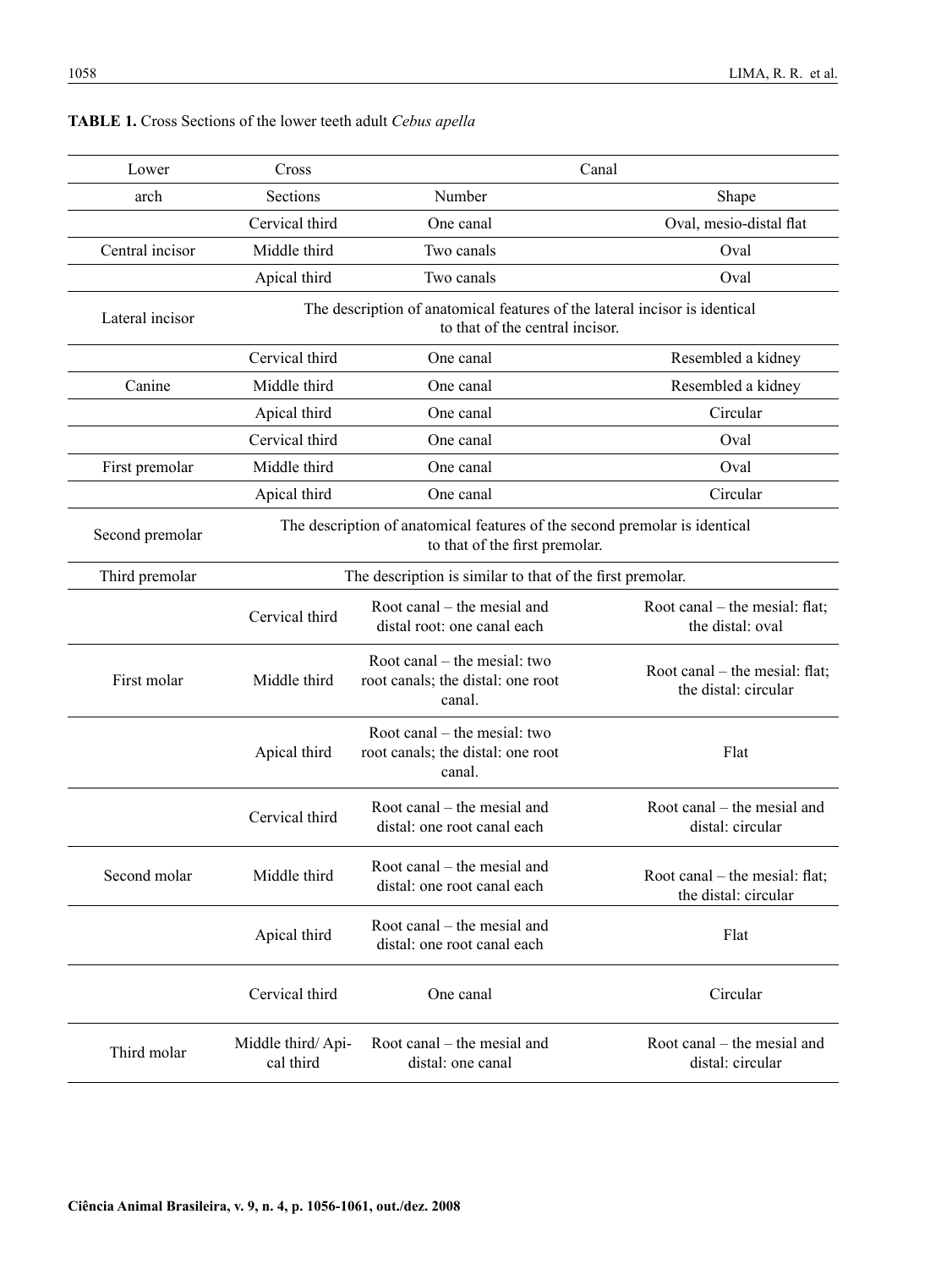**TABLE 1.** Cross Sections of the lower teeth adult *Cebus apella*

| Lower | Cross | Canal | |
|---|---|---|---|
| arch | Sections | Number | Shape |
| Central incisor | Cervical third | One canal | Oval, mesio-distal flat |
| | Middle third | Two canals | Oval |
| | Apical third | Two canals | Oval |
| Lateral incisor | The description of anatomical features of the lateral incisor is identical to that of the central incisor. | | |
| Canine | Cervical third | One canal | Resembled a kidney |
| | Middle third | One canal | Resembled a kidney |
| | Apical third | One canal | Circular |
| First premolar | Cervical third | One canal | Oval |
| | Middle third | One canal | Oval |
| | Apical third | One canal | Circular |
| Second premolar | The description of anatomical features of the second premolar is identical to that of the first premolar. | | |
| Third premolar | The description is similar to that of the first premolar. | | |
| First molar | Cervical third | Root canal – the mesial and distal root: one canal each | Root canal – the mesial: flat; the distal: oval |
| | Middle third | Root canal – the mesial: two root canals; the distal: one root canal. | Root canal – the mesial: flat; the distal: circular |
| | Apical third | Root canal – the mesial: two root canals; the distal: one root canal. | Flat |
| Second molar | Cervical third | Root canal – the mesial and distal: one root canal each | Root canal – the mesial and distal: circular |
| | Middle third | Root canal – the mesial and distal: one root canal each | Root canal – the mesial: flat; the distal: circular |
| | Apical third | Root canal – the mesial and distal: one root canal each | Flat |
| Third molar | Cervical third | One canal | Circular |
| | Middle third/ Apical third | Root canal – the mesial and distal: one canal | Root canal – the mesial and distal: circular |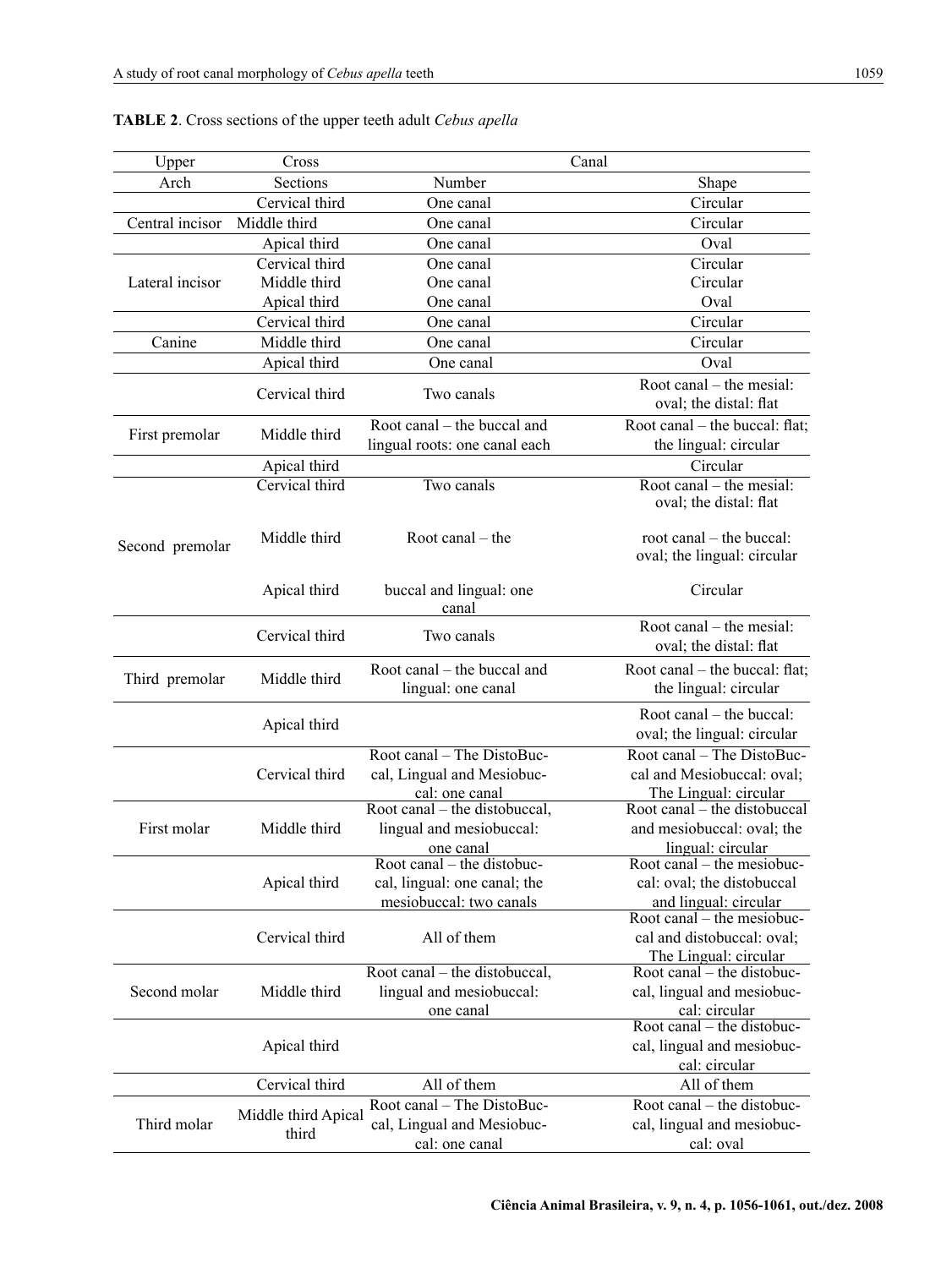**TABLE 2**. Cross sections of the upper teeth adult *Cebus apella*

| Upper Arch | Cross Sections | Canal | |
|---|---|---|---|
| | | Number | Shape |
| Central incisor | Cervical third | One canal | Circular |
| | Middle third | One canal | Circular |
| | Apical third | One canal | Oval |
| Lateral incisor | Cervical third | One canal | Circular |
| | Middle third | One canal | Circular |
| | Apical third | One canal | Oval |
| Canine | Cervical third | One canal | Circular |
| | Middle third | One canal | Circular |
| | Apical third | One canal | Oval |
| First premolar | Cervical third | Two canals | Root canal – the mesial: oval; the distal: flat |
| | Middle third | Root canal – the buccal and lingual roots: one canal each | Root canal – the buccal: flat; the lingual: circular |
| | Apical third | | Circular |
| Second premolar | Cervical third | Two canals | Root canal – the mesial: oval; the distal: flat |
| | Middle third | Root canal – the | root canal – the buccal: oval; the lingual: circular |
| | Apical third | buccal and lingual: one canal | Circular |
| Third premolar | Cervical third | Two canals | Root canal – the mesial: oval; the distal: flat |
| | Middle third | Root canal – the buccal and lingual: one canal | Root canal – the buccal: flat; the lingual: circular |
| | Apical third | | Root canal – the buccal: oval; the lingual: circular |
| First molar | Cervical third | Root canal – The DistoBuccal, Lingual and Mesiobuccal: one canal | Root canal – The DistoBuccal and Mesiobuccal: oval; The Lingual: circular |
| | Middle third | Root canal – the distobuccal, lingual and mesiobuccal: one canal | Root canal – the distobuccal and mesiobuccal: oval; the lingual: circular |
| | Apical third | Root canal – the distobuccal, lingual: one canal; the mesiobuccal: two canals | Root canal – the mesiobuccal: oval; the distobuccal and lingual: circular |
| Second molar | Cervical third | All of them | Root canal – the mesiobuccal and distobuccal: oval; The Lingual: circular |
| | Middle third | Root canal – the distobuccal, lingual and mesiobuccal: one canal | Root canal – the distobuccal, lingual and mesiobuccal: circular |
| | Apical third | | Root canal – the distobuccal, lingual and mesiobuccal: circular |
| Third molar | Cervical third | All of them | All of them |
| | Middle third Apical third | Root canal – The DistoBuccal, Lingual and Mesiobuccal: one canal | Root canal – the distobuccal, lingual and mesiobuccal: oval |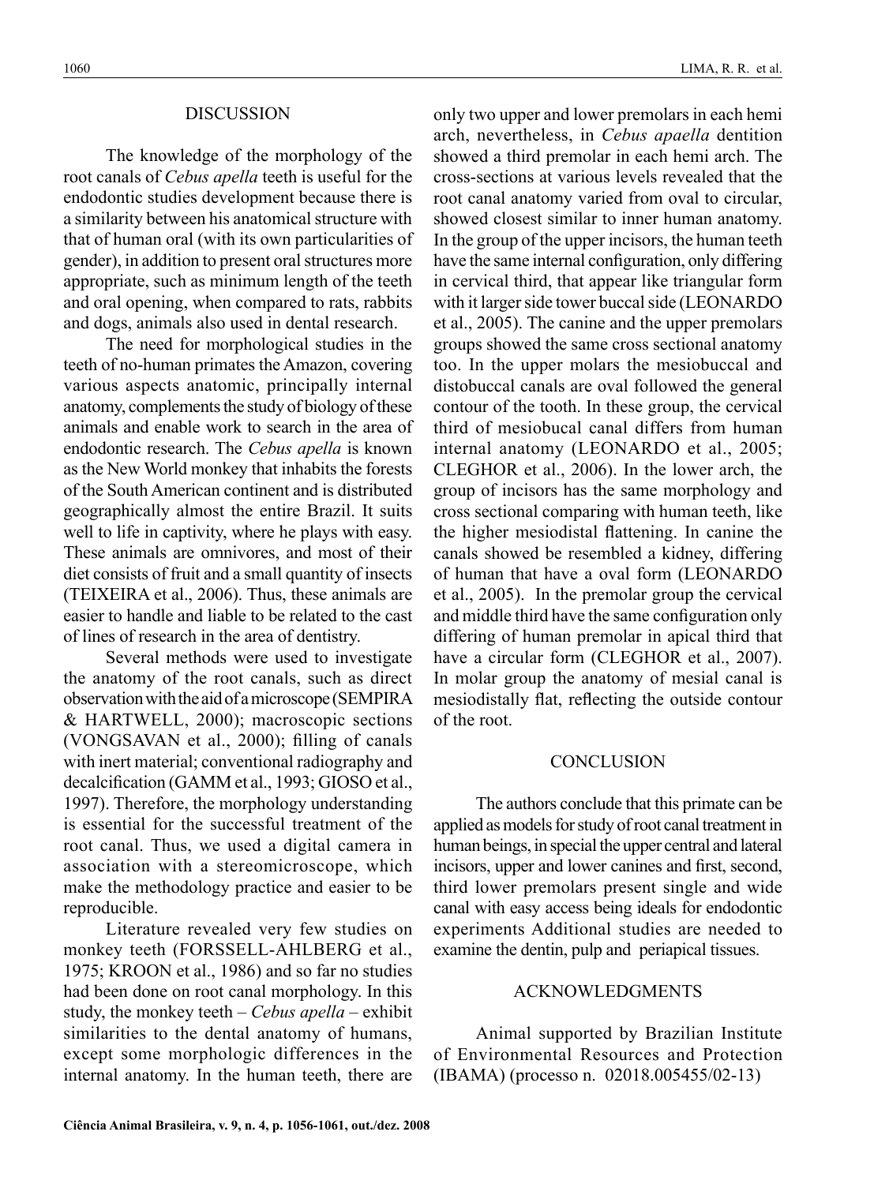## DISCUSSION

The knowledge of the morphology of the root canals of *Cebus apella* teeth is useful for the endodontic studies development because there is a similarity between his anatomical structure with that of human oral (with its own particularities of gender), in addition to present oral structures more appropriate, such as minimum length of the teeth and oral opening, when compared to rats, rabbits and dogs, animals also used in dental research.

The need for morphological studies in the teeth of no-human primates the Amazon, covering various aspects anatomic, principally internal anatomy, complements the study of biology of these animals and enable work to search in the area of endodontic research. The *Cebus apella* is known as the New World monkey that inhabits the forests of the South American continent and is distributed geographically almost the entire Brazil. It suits well to life in captivity, where he plays with easy. These animals are omnivores, and most of their diet consists of fruit and a small quantity of insects (TEIXEIRA et al., 2006). Thus, these animals are easier to handle and liable to be related to the cast of lines of research in the area of dentistry.

Several methods were used to investigate the anatomy of the root canals, such as direct observation with the aid of a microscope (SEMPIRA & HARTWELL, 2000); macroscopic sections (VONGSAVAN et al., 2000); filling of canals with inert material; conventional radiography and decalcification (GAMM et al., 1993; GIOSO et al., 1997). Therefore, the morphology understanding is essential for the successful treatment of the root canal. Thus, we used a digital camera in association with a stereomicroscope, which make the methodology practice and easier to be reproducible.

Literature revealed very few studies on monkey teeth (FORSSELL-AHLBERG et al., 1975; KROON et al., 1986) and so far no studies had been done on root canal morphology. In this study, the monkey teeth – *Cebus apella* – exhibit similarities to the dental anatomy of humans, except some morphologic differences in the internal anatomy. In the human teeth, there are only two upper and lower premolars in each hemi arch, nevertheless, in *Cebus apaella* dentition showed a third premolar in each hemi arch. The cross-sections at various levels revealed that the root canal anatomy varied from oval to circular, showed closest similar to inner human anatomy. In the group of the upper incisors, the human teeth have the same internal configuration, only differing in cervical third, that appear like triangular form with it larger side tower buccal side (LEONARDO et al., 2005). The canine and the upper premolars groups showed the same cross sectional anatomy too. In the upper molars the mesiobuccal and distobuccal canals are oval followed the general contour of the tooth. In these group, the cervical third of mesiobucal canal differs from human internal anatomy (LEONARDO et al., 2005; CLEGHOR et al., 2006). In the lower arch, the group of incisors has the same morphology and cross sectional comparing with human teeth, like the higher mesiodistal flattening. In canine the canals showed be resembled a kidney, differing of human that have a oval form (LEONARDO et al., 2005). In the premolar group the cervical and middle third have the same configuration only differing of human premolar in apical third that have a circular form (CLEGHOR et al., 2007). In molar group the anatomy of mesial canal is mesiodistally flat, reflecting the outside contour of the root.

## CONCLUSION

The authors conclude that this primate can be applied as models for study of root canal treatment in human beings, in special the upper central and lateral incisors, upper and lower canines and first, second, third lower premolars present single and wide canal with easy access being ideals for endodontic experiments Additional studies are needed to examine the dentin, pulp and periapical tissues.

## ACKNOWLEDGMENTS

Animal supported by Brazilian Institute of Environmental Resources and Protection (IBAMA) (processo n. 02018.005455/02-13)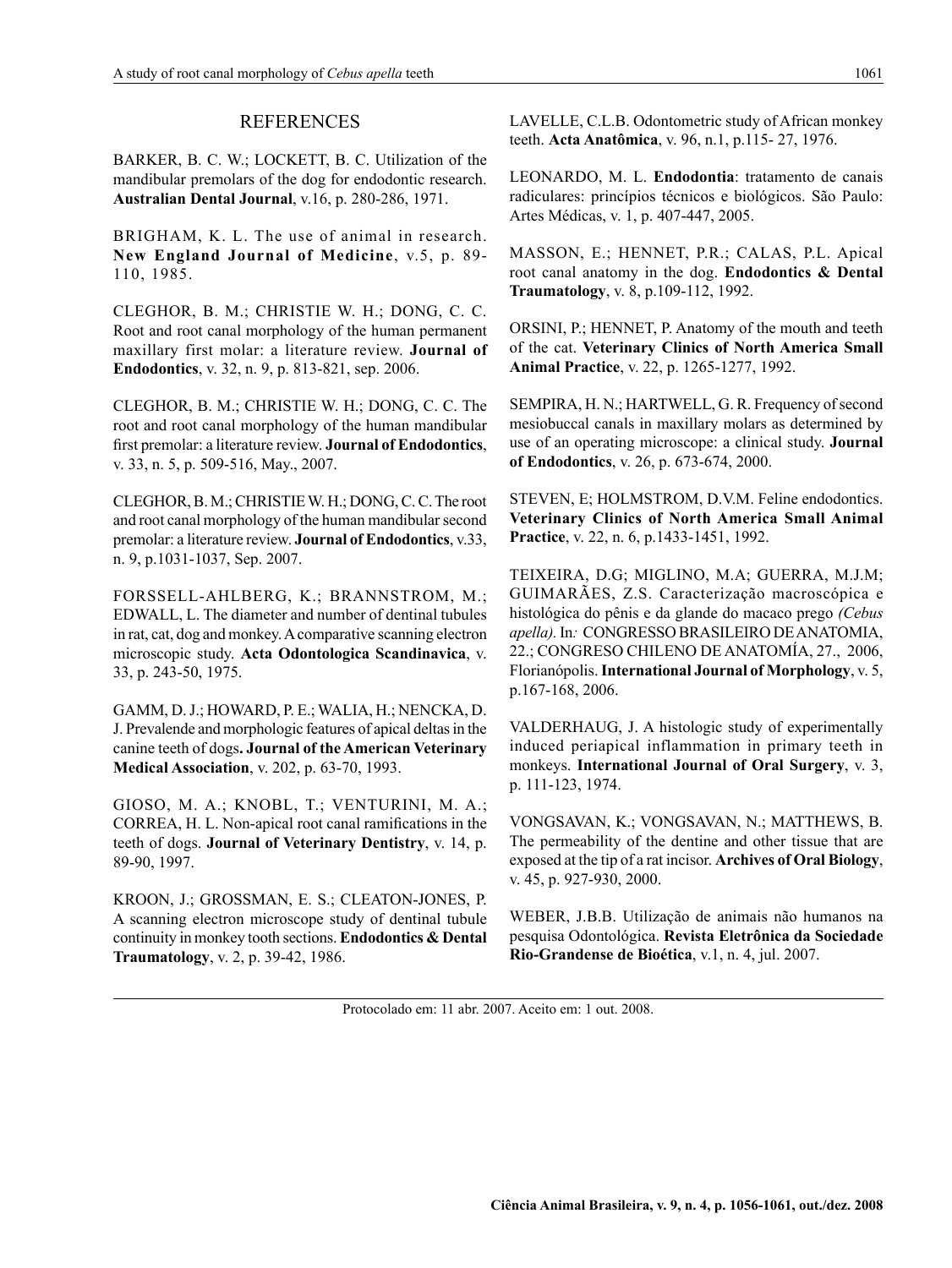## REFERENCES

BARKER, B. C. W.; LOCKETT, B. C. Utilization of the mandibular premolars of the dog for endodontic research. **Australian Dental Journal**, v.16, p. 280-286, 1971.

BRIGHAM, K. L. The use of animal in research. **New England Journal of Medicine**, v.5, p. 89-110, 1985.

CLEGHOR, B. M.; CHRISTIE W. H.; DONG, C. C. Root and root canal morphology of the human permanent maxillary first molar: a literature review. **Journal of Endodontics**, v. 32, n. 9, p. 813-821, sep. 2006.

CLEGHOR, B. M.; CHRISTIE W. H.; DONG, C. C. The root and root canal morphology of the human mandibular first premolar: a literature review. **Journal of Endodontics**, v. 33, n. 5, p. 509-516, May., 2007.

CLEGHOR, B. M.; CHRISTIE W. H.; DONG, C. C. The root and root canal morphology of the human mandibular second premolar: a literature review. **Journal of Endodontics**, v.33, n. 9, p.1031-1037, Sep. 2007.

FORSSELL-AHLBERG, K.; BRANNSTROM, M.; EDWALL, L. The diameter and number of dentinal tubules in rat, cat, dog and monkey. A comparative scanning electron microscopic study. **Acta Odontologica Scandinavica**, v. 33, p. 243-50, 1975.

GAMM, D. J.; HOWARD, P. E.; WALIA, H.; NENCKA, D. J. Prevalende and morphologic features of apical deltas in the canine teeth of dogs**. Journal of the American Veterinary Medical Association**, v. 202, p. 63-70, 1993.

GIOSO, M. A.; KNOBL, T.; VENTURINI, M. A.; CORREA, H. L. Non-apical root canal ramifications in the teeth of dogs. **Journal of Veterinary Dentistry**, v. 14, p. 89-90, 1997.

KROON, J.; GROSSMAN, E. S.; CLEATON-JONES, P. A scanning electron microscope study of dentinal tubule continuity in monkey tooth sections. **Endodontics & Dental Traumatology**, v. 2, p. 39-42, 1986.

LAVELLE, C.L.B. Odontometric study of African monkey teeth. **Acta Anatômica**, v. 96, n.1, p.115- 27, 1976.

LEONARDO, M. L. **Endodontia**: tratamento de canais radiculares: princípios técnicos e biológicos. São Paulo: Artes Médicas, v. 1, p. 407-447, 2005.

MASSON, E.; HENNET, P.R.; CALAS, P.L. Apical root canal anatomy in the dog. **Endodontics & Dental Traumatology**, v. 8, p.109-112, 1992.

ORSINI, P.; HENNET, P. Anatomy of the mouth and teeth of the cat. **Veterinary Clinics of North America Small Animal Practice**, v. 22, p. 1265-1277, 1992.

SEMPIRA, H. N.; HARTWELL, G. R. Frequency of second mesiobuccal canals in maxillary molars as determined by use of an operating microscope: a clinical study. **Journal of Endodontics**, v. 26, p. 673-674, 2000.

STEVEN, E; HOLMSTROM, D.V.M. Feline endodontics. **Veterinary Clinics of North America Small Animal Practice**, v. 22, n. 6, p.1433-1451, 1992.

TEIXEIRA, D.G; MIGLINO, M.A; GUERRA, M.J.M; GUIMARÃES, Z.S. Caracterização macroscópica e histológica do pênis e da glande do macaco prego *(Cebus apella).* In*:* CONGRESSO BRASILEIRO DE ANATOMIA, 22.; CONGRESO CHILENO DE ANATOMÍA, 27., 2006, Florianópolis. **International Journal of Morphology**, v. 5, p.167-168, 2006.

VALDERHAUG, J. A histologic study of experimentally induced periapical inflammation in primary teeth in monkeys. **International Journal of Oral Surgery**, v. 3, p. 111-123, 1974.

VONGSAVAN, K.; VONGSAVAN, N.; MATTHEWS, B. The permeability of the dentine and other tissue that are exposed at the tip of a rat incisor. **Archives of Oral Biology**, v. 45, p. 927-930, 2000.

WEBER, J.B.B. Utilização de animais não humanos na pesquisa Odontológica. **Revista Eletrônica da Sociedade Rio-Grandense de Bioética**, v.1, n. 4, jul. 2007.

Protocolado em: 11 abr. 2007. Aceito em: 1 out. 2008.